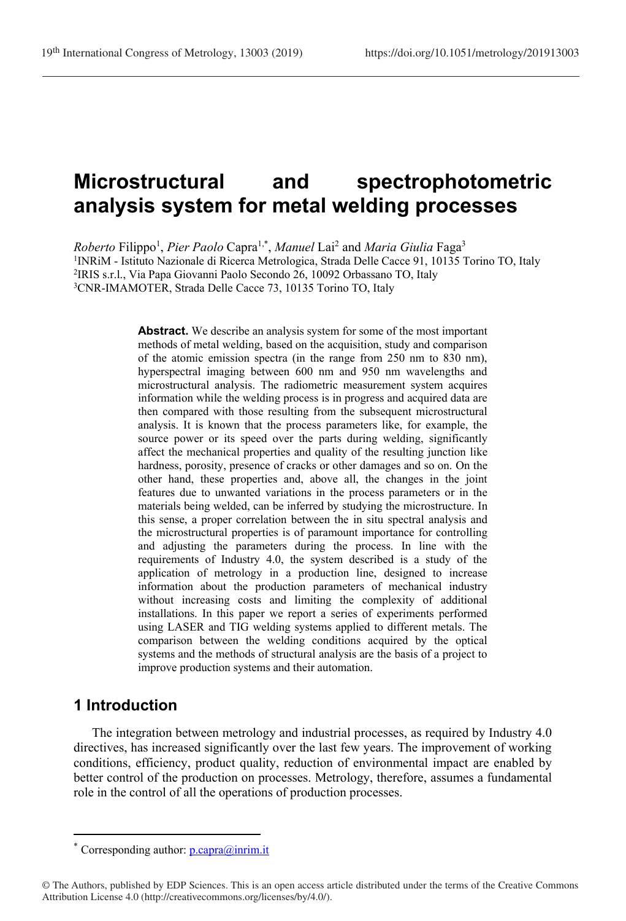# Microstructural and spectrophotometric analysis system for metal welding processes

*Roberto* Filippo[1], *Pier Paolo* Capra[1,*], *Manuel* Lai[2] and *Maria Giulia* Faga[3]

[1]INRiM - Istituto Nazionale di Ricerca Metrologica, Strada Delle Cacce 91, 10135 Torino TO, Italy
[2]IRIS s.r.l., Via Papa Giovanni Paolo Secondo 26, 10092 Orbassano TO, Italy
[3]CNR-IMAMOTER, Strada Delle Cacce 73, 10135 Torino TO, Italy

**Abstract.** We describe an analysis system for some of the most important methods of metal welding, based on the acquisition, study and comparison of the atomic emission spectra (in the range from 250 nm to 830 nm), hyperspectral imaging between 600 nm and 950 nm wavelengths and microstructural analysis. The radiometric measurement system acquires information while the welding process is in progress and acquired data are then compared with those resulting from the subsequent microstructural analysis. It is known that the process parameters like, for example, the source power or its speed over the parts during welding, significantly affect the mechanical properties and quality of the resulting junction like hardness, porosity, presence of cracks or other damages and so on. On the other hand, these properties and, above all, the changes in the joint features due to unwanted variations in the process parameters or in the materials being welded, can be inferred by studying the microstructure. In this sense, a proper correlation between the in situ spectral analysis and the microstructural properties is of paramount importance for controlling and adjusting the parameters during the process. In line with the requirements of Industry 4.0, the system described is a study of the application of metrology in a production line, designed to increase information about the production parameters of mechanical industry without increasing costs and limiting the complexity of additional installations. In this paper we report a series of experiments performed using LASER and TIG welding systems applied to different metals. The comparison between the welding conditions acquired by the optical systems and the methods of structural analysis are the basis of a project to improve production systems and their automation.

## 1 Introduction

The integration between metrology and industrial processes, as required by Industry 4.0 directives, has increased significantly over the last few years. The improvement of working conditions, efficiency, product quality, reduction of environmental impact are enabled by better control of the production on processes. Metrology, therefore, assumes a fundamental role in the control of all the operations of production processes.

[*] Corresponding author: p.capra@inrim.it

© The Authors, published by EDP Sciences. This is an open access article distributed under the terms of the Creative Commons Attribution License 4.0 (http://creativecommons.org/licenses/by/4.0/).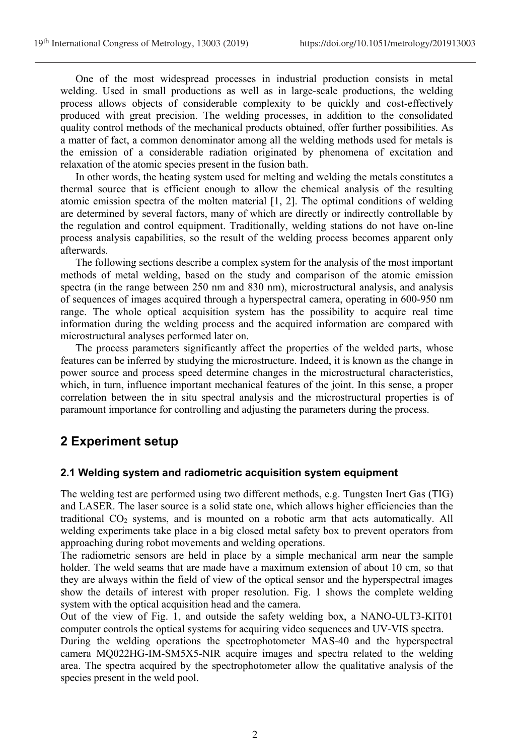One of the most widespread processes in industrial production consists in metal welding. Used in small productions as well as in large-scale productions, the welding process allows objects of considerable complexity to be quickly and cost-effectively produced with great precision. The welding processes, in addition to the consolidated quality control methods of the mechanical products obtained, offer further possibilities. As a matter of fact, a common denominator among all the welding methods used for metals is the emission of a considerable radiation originated by phenomena of excitation and relaxation of the atomic species present in the fusion bath.

In other words, the heating system used for melting and welding the metals constitutes a thermal source that is efficient enough to allow the chemical analysis of the resulting atomic emission spectra of the molten material [1, 2]. The optimal conditions of welding are determined by several factors, many of which are directly or indirectly controllable by the regulation and control equipment. Traditionally, welding stations do not have on-line process analysis capabilities, so the result of the welding process becomes apparent only afterwards.

The following sections describe a complex system for the analysis of the most important methods of metal welding, based on the study and comparison of the atomic emission spectra (in the range between 250 nm and 830 nm), microstructural analysis, and analysis of sequences of images acquired through a hyperspectral camera, operating in 600-950 nm range. The whole optical acquisition system has the possibility to acquire real time information during the welding process and the acquired information are compared with microstructural analyses performed later on.

The process parameters significantly affect the properties of the welded parts, whose features can be inferred by studying the microstructure. Indeed, it is known as the change in power source and process speed determine changes in the microstructural characteristics, which, in turn, influence important mechanical features of the joint. In this sense, a proper correlation between the in situ spectral analysis and the microstructural properties is of paramount importance for controlling and adjusting the parameters during the process.

## 2 Experiment setup

### 2.1 Welding system and radiometric acquisition system equipment

The welding test are performed using two different methods, e.g. Tungsten Inert Gas (TIG) and LASER. The laser source is a solid state one, which allows higher efficiencies than the traditional $CO_2$ systems, and is mounted on a robotic arm that acts automatically. All welding experiments take place in a big closed metal safety box to prevent operators from approaching during robot movements and welding operations.

The radiometric sensors are held in place by a simple mechanical arm near the sample holder. The weld seams that are made have a maximum extension of about 10 cm, so that they are always within the field of view of the optical sensor and the hyperspectral images show the details of interest with proper resolution. Fig. 1 shows the complete welding system with the optical acquisition head and the camera.

Out of the view of Fig. 1, and outside the safety welding box, a NANO-ULT3-KIT01 computer controls the optical systems for acquiring video sequences and UV-VIS spectra.

During the welding operations the spectrophotometer MAS-40 and the hyperspectral camera MQ022HG-IM-SM5X5-NIR acquire images and spectra related to the welding area. The spectra acquired by the spectrophotometer allow the qualitative analysis of the species present in the weld pool.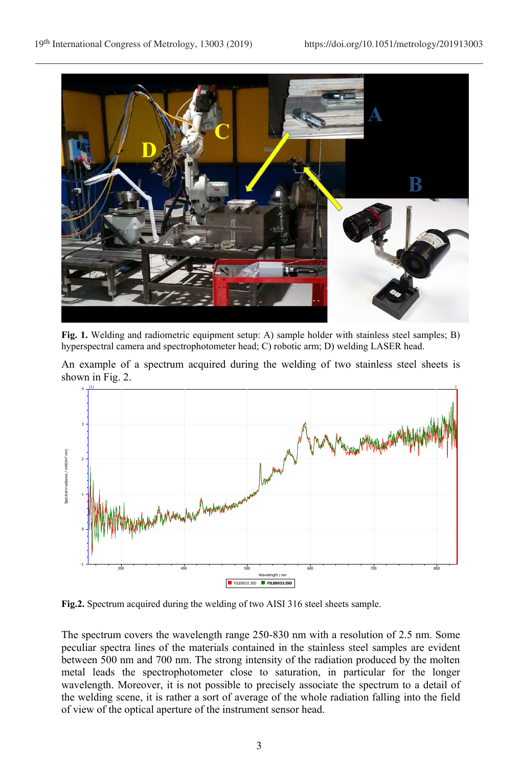**Fig. 1.** Welding and radiometric equipment setup: A) sample holder with stainless steel samples; B) hyperspectral camera and spectrophotometer head; C) robotic arm; D) welding LASER head.

An example of a spectrum acquired during the welding of two stainless steel sheets is shown in Fig. 2.

**Fig.2.** Spectrum acquired during the welding of two AISI 316 steel sheets sample.

The spectrum covers the wavelength range 250-830 nm with a resolution of 2.5 nm. Some peculiar spectra lines of the materials contained in the stainless steel samples are evident between 500 nm and 700 nm. The strong intensity of the radiation produced by the molten metal leads the spectrophotometer close to saturation, in particular for the longer wavelength. Moreover, it is not possible to precisely associate the spectrum to a detail of the welding scene, it is rather a sort of average of the whole radiation falling into the field of view of the optical aperture of the instrument sensor head.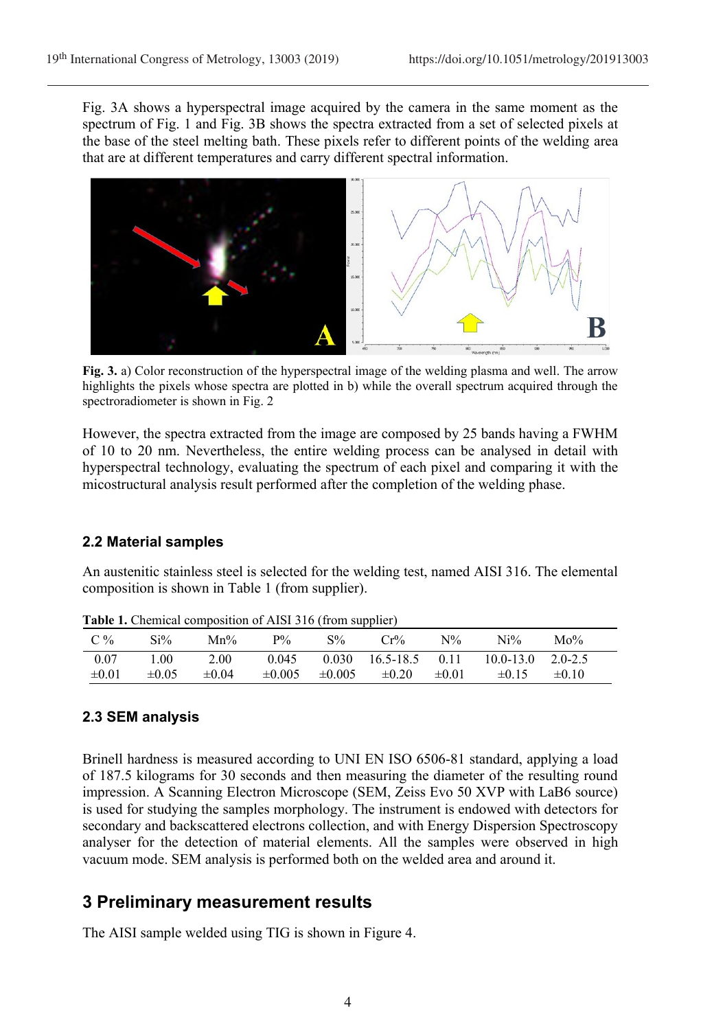Fig. 3A shows a hyperspectral image acquired by the camera in the same moment as the spectrum of Fig. 1 and Fig. 3B shows the spectra extracted from a set of selected pixels at the base of the steel melting bath. These pixels refer to different points of the welding area that are at different temperatures and carry different spectral information.

**Fig. 3.** a) Color reconstruction of the hyperspectral image of the welding plasma and well. The arrow highlights the pixels whose spectra are plotted in b) while the overall spectrum acquired through the spectroradiometer is shown in Fig. 2

However, the spectra extracted from the image are composed by 25 bands having a FWHM of 10 to 20 nm. Nevertheless, the entire welding process can be analysed in detail with hyperspectral technology, evaluating the spectrum of each pixel and comparing it with the micostructural analysis result performed after the completion of the welding phase.

### 2.2 Material samples

An austenitic stainless steel is selected for the welding test, named AISI 316. The elemental composition is shown in Table 1 (from supplier).

**Table 1.** Chemical composition of AISI 316 (from supplier)

| C % | Si% | Mn% | P% | S% | Cr% | N% | Ni% | Mo% |
|---|---|---|---|---|---|---|---|---|
| 0.07 ±0.01 | 1.00 ±0.05 | 2.00 ±0.04 | 0.045 ±0.005 | 0.030 ±0.005 | 16.5-18.5 ±0.20 | 0.11 ±0.01 | 10.0-13.0 ±0.15 | 2.0-2.5 ±0.10 |

### 2.3 SEM analysis

Brinell hardness is measured according to UNI EN ISO 6506-81 standard, applying a load of 187.5 kilograms for 30 seconds and then measuring the diameter of the resulting round impression. A Scanning Electron Microscope (SEM, Zeiss Evo 50 XVP with LaB6 source) is used for studying the samples morphology. The instrument is endowed with detectors for secondary and backscattered electrons collection, and with Energy Dispersion Spectroscopy analyser for the detection of material elements. All the samples were observed in high vacuum mode. SEM analysis is performed both on the welded area and around it.

## 3 Preliminary measurement results

The AISI sample welded using TIG is shown in Figure 4.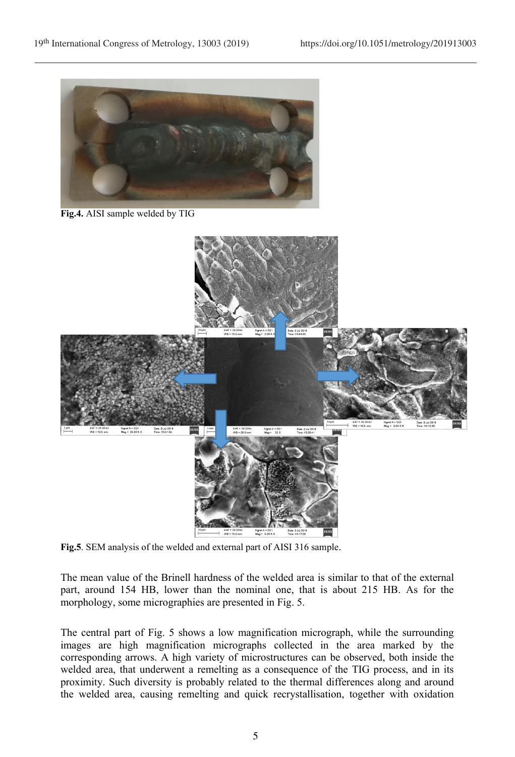Fig.4. AISI sample welded by TIG

Fig.5. SEM analysis of the welded and external part of AISI 316 sample.

The mean value of the Brinell hardness of the welded area is similar to that of the external part, around 154 HB, lower than the nominal one, that is about 215 HB. As for the morphology, some micrographies are presented in Fig. 5.

The central part of Fig. 5 shows a low magnification micrograph, while the surrounding images are high magnification micrographs collected in the area marked by the corresponding arrows. A high variety of microstructures can be observed, both inside the welded area, that underwent a remelting as a consequence of the TIG process, and in its proximity. Such diversity is probably related to the thermal differences along and around the welded area, causing remelting and quick recrystallisation, together with oxidation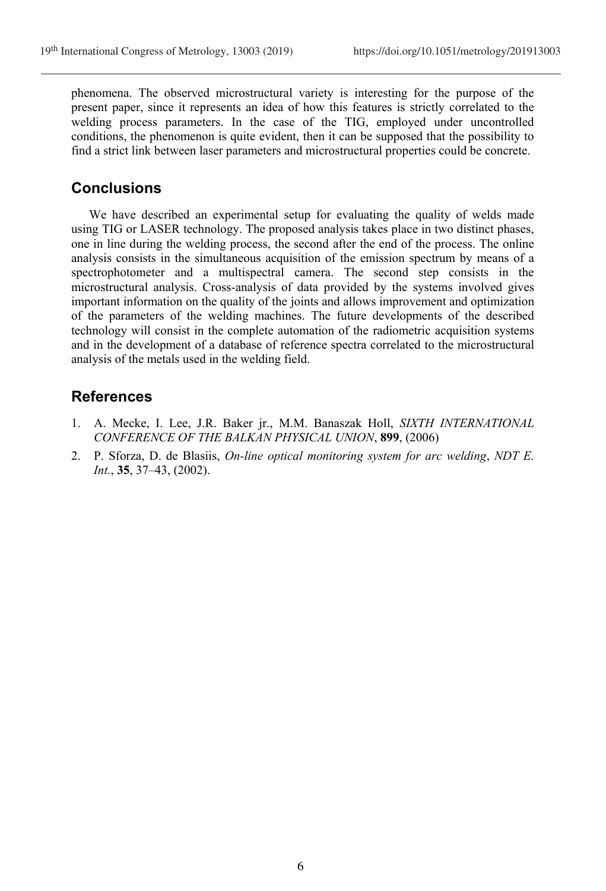phenomena. The observed microstructural variety is interesting for the purpose of the present paper, since it represents an idea of how this features is strictly correlated to the welding process parameters. In the case of the TIG, employed under uncontrolled conditions, the phenomenon is quite evident, then it can be supposed that the possibility to find a strict link between laser parameters and microstructural properties could be concrete.

## Conclusions

We have described an experimental setup for evaluating the quality of welds made using TIG or LASER technology. The proposed analysis takes place in two distinct phases, one in line during the welding process, the second after the end of the process. The online analysis consists in the simultaneous acquisition of the emission spectrum by means of a spectrophotometer and a multispectral camera. The second step consists in the microstructural analysis. Cross-analysis of data provided by the systems involved gives important information on the quality of the joints and allows improvement and optimization of the parameters of the welding machines. The future developments of the described technology will consist in the complete automation of the radiometric acquisition systems and in the development of a database of reference spectra correlated to the microstructural analysis of the metals used in the welding field.

## References

1. A. Mecke, I. Lee, J.R. Baker jr., M.M. Banaszak Holl, *SIXTH INTERNATIONAL CONFERENCE OF THE BALKAN PHYSICAL UNION*, **899**, (2006)
2. P. Sforza, D. de Blasiis, *On-line optical monitoring system for arc welding*, *NDT E. Int.*, **35**, 37–43, (2002).